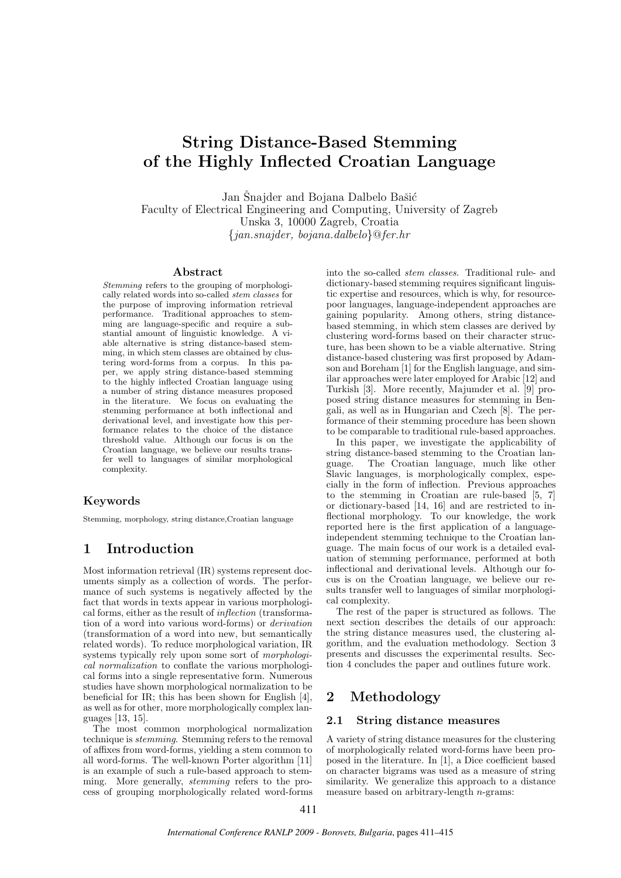# String Distance-Based Stemming of the Highly Inflected Croatian Language

Jan Šnajder and Bojana Dalbelo Bašić
Faculty of Electrical Engineering and Computing, University of Zagreb
Unska 3, 10000 Zagreb, Croatia
{*jan.snajder, bojana.dalbelo*}@*fer.hr*

## Abstract

*Stemming* refers to the grouping of morphologically related words into so-called *stem classes* for the purpose of improving information retrieval performance. Traditional approaches to stemming are language-specific and require a substantial amount of linguistic knowledge. A viable alternative is string distance-based stemming, in which stem classes are obtained by clustering word-forms from a corpus. In this paper, we apply string distance-based stemming to the highly inflected Croatian language using a number of string distance measures proposed in the literature. We focus on evaluating the stemming performance at both inflectional and derivational level, and investigate how this performance relates to the choice of the distance threshold value. Although our focus is on the Croatian language, we believe our results transfer well to languages of similar morphological complexity.

### Keywords

Stemming, morphology, string distance,Croatian language

## 1 Introduction

Most information retrieval (IR) systems represent documents simply as a collection of words. The performance of such systems is negatively affected by the fact that words in texts appear in various morphological forms, either as the result of *inflection* (transformation of a word into various word-forms) or *derivation* (transformation of a word into new, but semantically related words). To reduce morphological variation, IR systems typically rely upon some sort of *morphological normalization* to conflate the various morphological forms into a single representative form. Numerous studies have shown morphological normalization to be beneficial for IR; this has been shown for English [4], as well as for other, more morphologically complex languages [13, 15].

The most common morphological normalization technique is *stemming*. Stemming refers to the removal of affixes from word-forms, yielding a stem common to all word-forms. The well-known Porter algorithm [11] is an example of such a rule-based approach to stemming. More generally, *stemming* refers to the process of grouping morphologically related word-forms into the so-called *stem classes*. Traditional rule- and dictionary-based stemming requires significant linguistic expertise and resources, which is why, for resource-poor languages, language-independent approaches are gaining popularity. Among others, string distance-based stemming, in which stem classes are derived by clustering word-forms based on their character structure, has been shown to be a viable alternative. String distance-based clustering was first proposed by Adamson and Boreham [1] for the English language, and similar approaches were later employed for Arabic [12] and Turkish [3]. More recently, Majumder et al. [9] proposed string distance measures for stemming in Bengali, as well as in Hungarian and Czech [8]. The performance of their stemming procedure has been shown to be comparable to traditional rule-based approaches.

In this paper, we investigate the applicability of string distance-based stemming to the Croatian language. The Croatian language, much like other Slavic languages, is morphologically complex, especially in the form of inflection. Previous approaches to the stemming in Croatian are rule-based [5, 7] or dictionary-based [14, 16] and are restricted to inflectional morphology. To our knowledge, the work reported here is the first application of a language-independent stemming technique to the Croatian language. The main focus of our work is a detailed evaluation of stemming performance, performed at both inflectional and derivational levels. Although our focus is on the Croatian language, we believe our results transfer well to languages of similar morphological complexity.

The rest of the paper is structured as follows. The next section describes the details of our approach: the string distance measures used, the clustering algorithm, and the evaluation methodology. Section 3 presents and discusses the experimental results. Section 4 concludes the paper and outlines future work.

## 2 Methodology

### 2.1 String distance measures

A variety of string distance measures for the clustering of morphologically related word-forms have been proposed in the literature. In [1], a Dice coefficient based on character bigrams was used as a measure of string similarity. We generalize this approach to a distance measure based on arbitrary-length $n$-grams: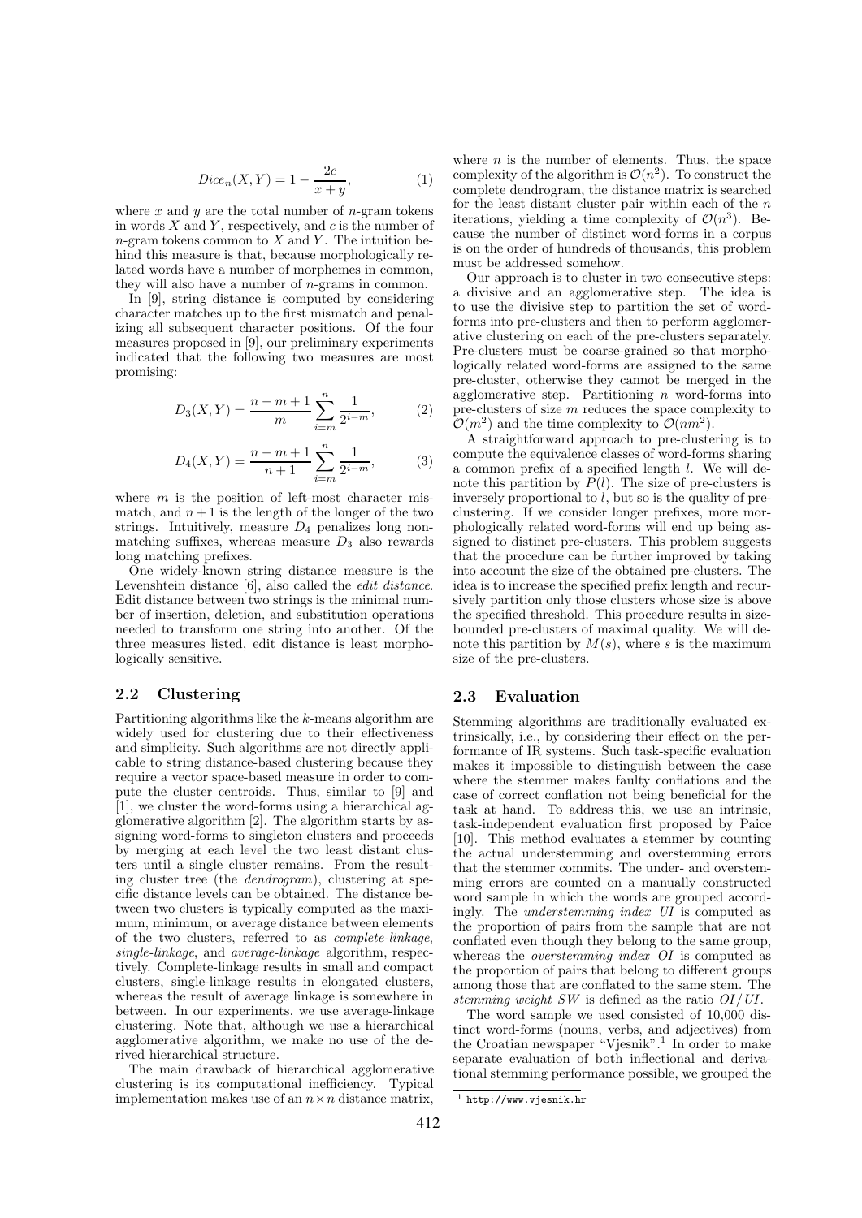$$Dice_n(X, Y) = 1 - \frac{2c}{x + y}, \quad (1)$$

where $x$ and $y$ are the total number of $n$-gram tokens in words $X$ and $Y$, respectively, and $c$ is the number of $n$-gram tokens common to $X$ and $Y$. The intuition behind this measure is that, because morphologically related words have a number of morphemes in common, they will also have a number of $n$-grams in common.

In [9], string distance is computed by considering character matches up to the first mismatch and penalizing all subsequent character positions. Of the four measures proposed in [9], our preliminary experiments indicated that the following two measures are most promising:

$$D_3(X, Y) = \frac{n - m + 1}{m} \sum_{i=m}^{n} \frac{1}{2^{i-m}}, \quad (2)$$

$$D_4(X, Y) = \frac{n - m + 1}{n + 1} \sum_{i=m}^{n} \frac{1}{2^{i-m}}, \quad (3)$$

where $m$ is the position of left-most character mismatch, and $n + 1$ is the length of the longer of the two strings. Intuitively, measure $D_4$ penalizes long non-matching suffixes, whereas measure $D_3$ also rewards long matching prefixes.

One widely-known string distance measure is the Levenshtein distance [6], also called the *edit distance*. Edit distance between two strings is the minimal number of insertion, deletion, and substitution operations needed to transform one string into another. Of the three measures listed, edit distance is least morphologically sensitive.

## 2.2 Clustering

Partitioning algorithms like the $k$-means algorithm are widely used for clustering due to their effectiveness and simplicity. Such algorithms are not directly applicable to string distance-based clustering because they require a vector space-based measure in order to compute the cluster centroids. Thus, similar to [9] and [1], we cluster the word-forms using a hierarchical agglomerative algorithm [2]. The algorithm starts by assigning word-forms to singleton clusters and proceeds by merging at each level the two least distant clusters until a single cluster remains. From the resulting cluster tree (the *dendrogram*), clustering at specific distance levels can be obtained. The distance between two clusters is typically computed as the maximum, minimum, or average distance between elements of the two clusters, referred to as *complete-linkage*, *single-linkage*, and *average-linkage* algorithm, respectively. Complete-linkage results in small and compact clusters, single-linkage results in elongated clusters, whereas the result of average linkage is somewhere in between. In our experiments, we use average-linkage clustering. Note that, although we use a hierarchical agglomerative algorithm, we make no use of the derived hierarchical structure.

The main drawback of hierarchical agglomerative clustering is its computational inefficiency. Typical implementation makes use of an $n \times n$ distance matrix, where $n$ is the number of elements. Thus, the space complexity of the algorithm is $\mathcal{O}(n^2)$. To construct the complete dendrogram, the distance matrix is searched for the least distant cluster pair within each of the $n$ iterations, yielding a time complexity of $\mathcal{O}(n^3)$. Because the number of distinct word-forms in a corpus is on the order of hundreds of thousands, this problem must be addressed somehow.

Our approach is to cluster in two consecutive steps: a divisive and an agglomerative step. The idea is to use the divisive step to partition the set of word-forms into pre-clusters and then to perform agglomerative clustering on each of the pre-clusters separately. Pre-clusters must be coarse-grained so that morphologically related word-forms are assigned to the same pre-cluster, otherwise they cannot be merged in the agglomerative step. Partitioning $n$ word-forms into pre-clusters of size $m$ reduces the space complexity to $\mathcal{O}(m^2)$ and the time complexity to $\mathcal{O}(nm^2)$.

A straightforward approach to pre-clustering is to compute the equivalence classes of word-forms sharing a common prefix of a specified length $l$. We will denote this partition by $P(l)$. The size of pre-clusters is inversely proportional to $l$, but so is the quality of pre-clustering. If we consider longer prefixes, more morphologically related word-forms will end up being assigned to distinct pre-clusters. This problem suggests that the procedure can be further improved by taking into account the size of the obtained pre-clusters. The idea is to increase the specified prefix length and recursively partition only those clusters whose size is above the specified threshold. This procedure results in size-bounded pre-clusters of maximal quality. We will denote this partition by $M(s)$, where $s$ is the maximum size of the pre-clusters.

## 2.3 Evaluation

Stemming algorithms are traditionally evaluated extrinsically, i.e., by considering their effect on the performance of IR systems. Such task-specific evaluation makes it impossible to distinguish between the case where the stemmer makes faulty conflations and the case of correct conflation not being beneficial for the task at hand. To address this, we use an intrinsic, task-independent evaluation first proposed by Paice [10]. This method evaluates a stemmer by counting the actual understemming and overstemming errors that the stemmer commits. The under- and overstemming errors are counted on a manually constructed word sample in which the words are grouped accordingly. The *understemming index UI* is computed as the proportion of pairs from the sample that are not conflated even though they belong to the same group, whereas the *overstemming index OI* is computed as the proportion of pairs that belong to different groups among those that are conflated to the same stem. The *stemming weight SW* is defined as the ratio $OI/UI$.

The word sample we used consisted of 10,000 distinct word-forms (nouns, verbs, and adjectives) from the Croatian newspaper "Vjesnik".[1] In order to make separate evaluation of both inflectional and derivational stemming performance possible, we grouped the

[1] http://www.vjesnik.hr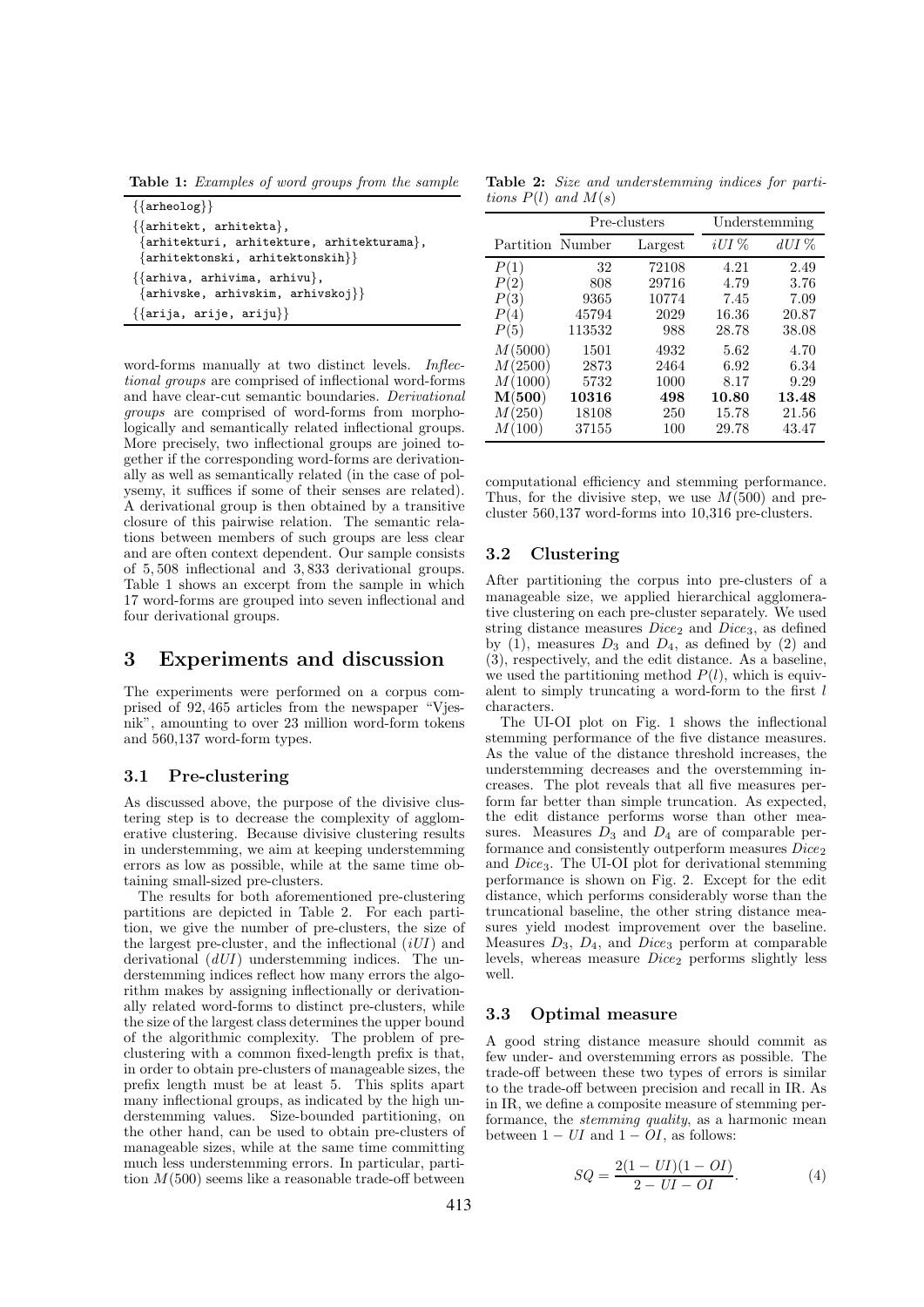**Table 1:** *Examples of word groups from the sample*

```
{{arheolog}}
{{arhitekt, arhitekta},
 {arhitekturi, arhitekture, arhitekturama},
 {arhitektonski, arhitektonskih}}
{{arhiva, arhivima, arhivu},
 {arhivske, arhivskim, arhivskoj}}
{{arija, arije, ariju}}
```

word-forms manually at two distinct levels. *Inflectional groups* are comprised of inflectional word-forms and have clear-cut semantic boundaries. *Derivational groups* are comprised of word-forms from morphologically and semantically related inflectional groups. More precisely, two inflectional groups are joined together if the corresponding word-forms are derivationally as well as semantically related (in the case of polysemy, it suffices if some of their senses are related). A derivational group is then obtained by a transitive closure of this pairwise relation. The semantic relations between members of such groups are less clear and are often context dependent. Our sample consists of 5,508 inflectional and 3,833 derivational groups. Table 1 shows an excerpt from the sample in which 17 word-forms are grouped into seven inflectional and four derivational groups.

## 3 Experiments and discussion

The experiments were performed on a corpus comprised of 92,465 articles from the newspaper "Vjesnik", amounting to over 23 million word-form tokens and 560,137 word-form types.

### 3.1 Pre-clustering

As discussed above, the purpose of the divisive clustering step is to decrease the complexity of agglomerative clustering. Because divisive clustering results in understemming, we aim at keeping understemming errors as low as possible, while at the same time obtaining small-sized pre-clusters.

The results for both aforementioned pre-clustering partitions are depicted in Table 2. For each partition, we give the number of pre-clusters, the size of the largest pre-cluster, and the inflectional ($iUI$) and derivational ($dUI$) understemming indices. The understemming indices reflect how many errors the algorithm makes by assigning inflectionally or derivationally related word-forms to distinct pre-clusters, while the size of the largest class determines the upper bound of the algorithmic complexity. The problem of pre-clustering with a common fixed-length prefix is that, in order to obtain pre-clusters of manageable sizes, the prefix length must be at least 5. This splits apart many inflectional groups, as indicated by the high understemming values. Size-bounded partitioning, on the other hand, can be used to obtain pre-clusters of manageable sizes, while at the same time committing much less understemming errors. In particular, partition $M(500)$ seems like a reasonable trade-off between computational efficiency and stemming performance. Thus, for the divisive step, we use $M(500)$ and pre-cluster 560,137 word-forms into 10,316 pre-clusters.

**Table 2:** *Size and understemming indices for partitions $P(l)$ and $M(s)$*

| | Pre-clusters | | Understemming | |
|---|---|---|---|---|
| Partition | Number | Largest | $iUI$ % | $dUI$ % |
| $P(1)$ | 32 | 72108 | 4.21 | 2.49 |
| $P(2)$ | 808 | 29716 | 4.79 | 3.76 |
| $P(3)$ | 9365 | 10774 | 7.45 | 7.09 |
| $P(4)$ | 45794 | 2029 | 16.36 | 20.87 |
| $P(5)$ | 113532 | 988 | 28.78 | 38.08 |
| $M(5000)$ | 1501 | 4932 | 5.62 | 4.70 |
| $M(2500)$ | 2873 | 2464 | 6.92 | 6.34 |
| $M(1000)$ | 5732 | 1000 | 8.17 | 9.29 |
| **M(500)** | **10316** | **498** | **10.80** | **13.48** |
| $M(250)$ | 18108 | 250 | 15.78 | 21.56 |
| $M(100)$ | 37155 | 100 | 29.78 | 43.47 |

### 3.2 Clustering

After partitioning the corpus into pre-clusters of a manageable size, we applied hierarchical agglomerative clustering on each pre-cluster separately. We used string distance measures $Dice_2$ and $Dice_3$, as defined by (1), measures $D_3$ and $D_4$, as defined by (2) and (3), respectively, and the edit distance. As a baseline, we used the partitioning method $P(l)$, which is equivalent to simply truncating a word-form to the first $l$ characters.

The UI-OI plot on Fig. 1 shows the inflectional stemming performance of the five distance measures. As the value of the distance threshold increases, the understemming decreases and the overstemming increases. The plot reveals that all five measures perform far better than simple truncation. As expected, the edit distance performs worse than other measures. Measures $D_3$ and $D_4$ are of comparable performance and consistently outperform measures $Dice_2$ and $Dice_3$. The UI-OI plot for derivational stemming performance is shown on Fig. 2. Except for the edit distance, which performs considerably worse than the truncational baseline, the other string distance measures yield modest improvement over the baseline. Measures $D_3$, $D_4$, and $Dice_3$ perform at comparable levels, whereas measure $Dice_2$ performs slightly less well.

### 3.3 Optimal measure

A good string distance measure should commit as few under- and overstemming errors as possible. The trade-off between these two types of errors is similar to the trade-off between precision and recall in IR. As in IR, we define a composite measure of stemming performance, the *stemming quality*, as a harmonic mean between $1 - UI$ and $1 - OI$, as follows:

$$SQ = \frac{2(1 - UI)(1 - OI)}{2 - UI - OI}. \tag{4}$$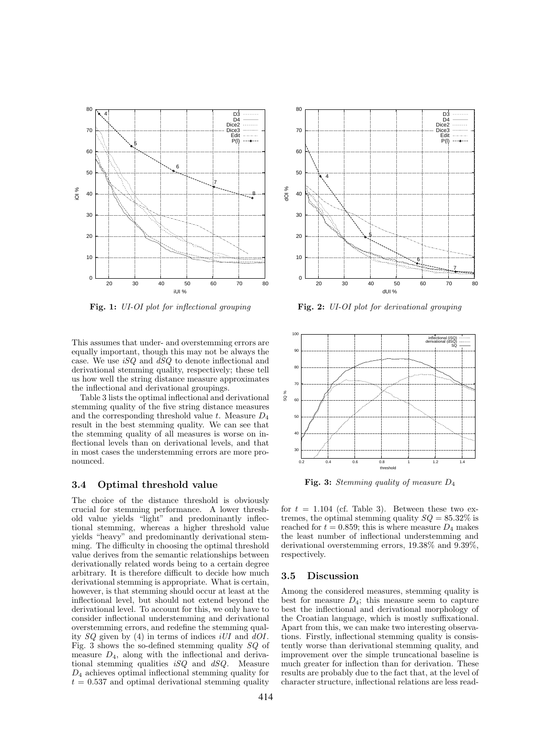**Fig. 1:** *UI-OI plot for inflectional grouping*

**Fig. 2:** *UI-OI plot for derivational grouping*

This assumes that under- and overstemming errors are equally important, though this may not be always the case. We use *iSQ* and *dSQ* to denote inflectional and derivational stemming quality, respectively; these tell us how well the string distance measure approximates the inflectional and derivational groupings.

Table 3 lists the optimal inflectional and derivational stemming quality of the five string distance measures and the corresponding threshold value $t$. Measure $D_4$ result in the best stemming quality. We can see that the stemming quality of all measures is worse on inflectional levels than on derivational levels, and that in most cases the understemming errors are more pronounced.

### 3.4 Optimal threshold value

The choice of the distance threshold is obviously crucial for stemming performance. A lower threshold value yields "light" and predominantly inflectional stemming, whereas a higher threshold value yields "heavy" and predominantly derivational stemming. The difficulty in choosing the optimal threshold value derives from the semantic relationships between derivationally related words being to a certain degree arbitrary. It is therefore difficult to decide how much derivational stemming is appropriate. What is certain, however, is that stemming should occur at least at the inflectional level, but should not extend beyond the derivational level. To account for this, we only have to consider inflectional understemming and derivational overstemming errors, and redefine the stemming quality $SQ$ given by (4) in terms of indices $iUI$ and $dOI$. Fig. 3 shows the so-defined stemming quality $SQ$ of measure $D_4$, along with the inflectional and derivational stemming qualities $iSQ$ and $dSQ$. Measure $D_4$ achieves optimal inflectional stemming quality for $t = 0.537$ and optimal derivational stemming quality for $t = 1.104$ (cf. Table 3). Between these two extremes, the optimal stemming quality $SQ = 85.32\%$ is reached for $t = 0.859$; this is where measure $D_4$ makes the least number of inflectional understemming and derivational overstemming errors, 19.38% and 9.39%, respectively.

**Fig. 3:** *Stemming quality of measure $D_4$*

### 3.5 Discussion

Among the considered measures, stemming quality is best for measure $D_4$; this measure seem to capture best the inflectional and derivational morphology of the Croatian language, which is mostly suffixational. Apart from this, we can make two interesting observations. Firstly, inflectional stemming quality is consistently worse than derivational stemming quality, and improvement over the simple truncational baseline is much greater for inflection than for derivation. These results are probably due to the fact that, at the level of character structure, inflectional relations are less read-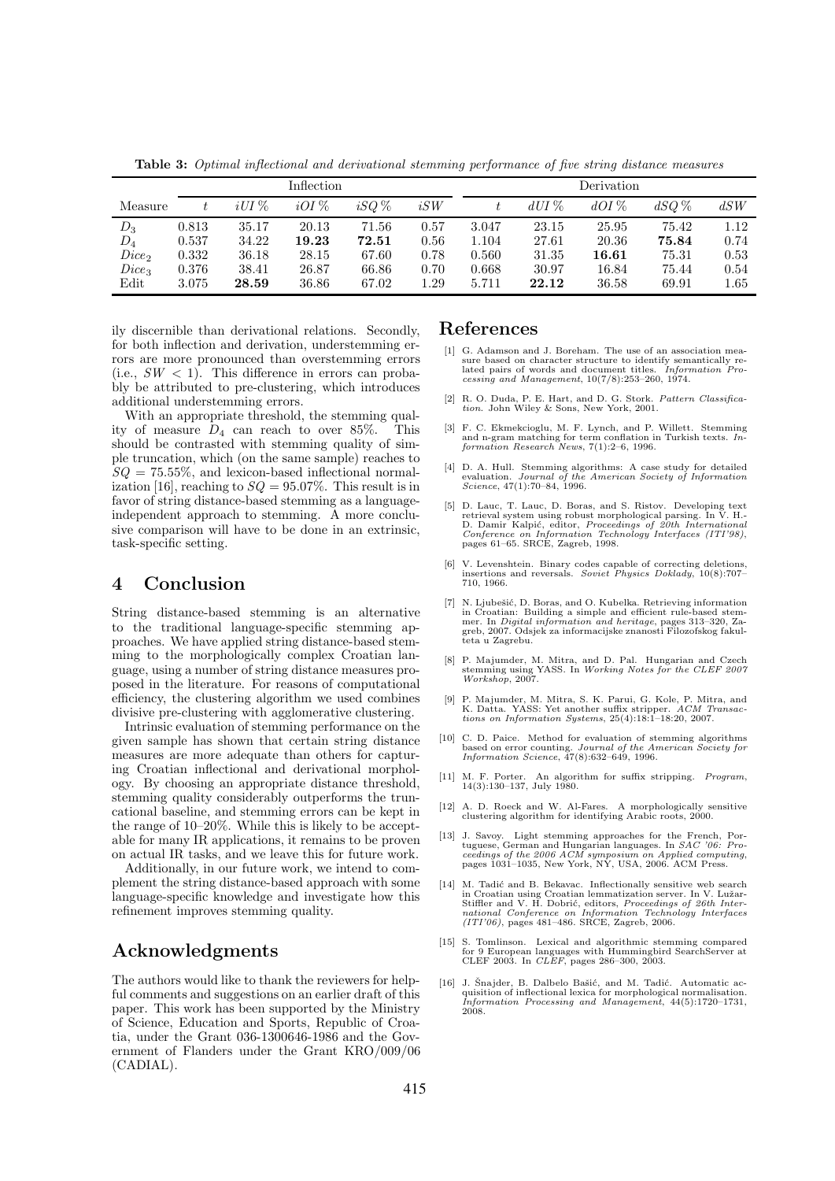**Table 3:** *Optimal inflectional and derivational stemming performance of five string distance measures*

| | Inflection | | | | | Derivation | | | | |
|---|---|---|---|---|---|---|---|---|---|---|
| Measure | $t$ | $iUI\,\%$ | $iOI\,\%$ | $iSQ\,\%$ | $iSW$ | $t$ | $dUI\,\%$ | $dOI\,\%$ | $dSQ\,\%$ | $dSW$ |
| $D_3$ | 0.813 | 35.17 | 20.13 | 71.56 | 0.57 | 3.047 | 23.15 | 25.95 | 75.42 | 1.12 |
| $D_4$ | 0.537 | 34.22 | **19.23** | **72.51** | 0.56 | 1.104 | 27.61 | 20.36 | **75.84** | 0.74 |
| $Dice_2$ | 0.332 | 36.18 | 28.15 | 67.60 | 0.78 | 0.560 | 31.35 | **16.61** | 75.31 | 0.53 |
| $Dice_3$ | 0.376 | 38.41 | 26.87 | 66.86 | 0.70 | 0.668 | 30.97 | 16.84 | 75.44 | 0.54 |
| Edit | 3.075 | **28.59** | 36.86 | 67.02 | 1.29 | 5.711 | **22.12** | 36.58 | 69.91 | 1.65 |

ily discernible than derivational relations. Secondly, for both inflection and derivation, understemming errors are more pronounced than overstemming errors (i.e., $SW < 1$). This difference in errors can probably be attributed to pre-clustering, which introduces additional understemming errors.

With an appropriate threshold, the stemming quality of measure $D_4$ can reach to over 85%. This should be contrasted with stemming quality of simple truncation, which (on the same sample) reaches to $SQ = 75.55\%$, and lexicon-based inflectional normalization [16], reaching to $SQ = 95.07\%$. This result is in favor of string distance-based stemming as a language-independent approach to stemming. A more conclusive comparison will have to be done in an extrinsic, task-specific setting.

## 4 Conclusion

String distance-based stemming is an alternative to the traditional language-specific stemming approaches. We have applied string distance-based stemming to the morphologically complex Croatian language, using a number of string distance measures proposed in the literature. For reasons of computational efficiency, the clustering algorithm we used combines divisive pre-clustering with agglomerative clustering.

Intrinsic evaluation of stemming performance on the given sample has shown that certain string distance measures are more adequate than others for capturing Croatian inflectional and derivational morphology. By choosing an appropriate distance threshold, stemming quality considerably outperforms the truncational baseline, and stemming errors can be kept in the range of 10–20%. While this is likely to be acceptable for many IR applications, it remains to be proven on actual IR tasks, and we leave this for future work.

Additionally, in our future work, we intend to complement the string distance-based approach with some language-specific knowledge and investigate how this refinement improves stemming quality.

## Acknowledgments

The authors would like to thank the reviewers for helpful comments and suggestions on an earlier draft of this paper. This work has been supported by the Ministry of Science, Education and Sports, Republic of Croatia, under the Grant 036-1300646-1986 and the Government of Flanders under the Grant KRO/009/06 (CADIAL).

## References

[1] G. Adamson and J. Boreham. The use of an association measure based on character structure to identify semantically related pairs of words and document titles. *Information Processing and Management*, 10(7/8):253–260, 1974.

[2] R. O. Duda, P. E. Hart, and D. G. Stork. *Pattern Classification.* John Wiley & Sons, New York, 2001.

[3] F. C. Ekmekcioglu, M. F. Lynch, and P. Willett. Stemming and n-gram matching for term conflation in Turkish texts. *Information Research News*, 7(1):2–6, 1996.

[4] D. A. Hull. Stemming algorithms: A case study for detailed evaluation. *Journal of the American Society of Information Science*, 47(1):70–84, 1996.

[5] D. Lauc, T. Lauc, D. Boras, and S. Ristov. Developing text retrieval system using robust morphological parsing. In V. H.-D. Damir Kalpić, editor, *Proceedings of 20th International Conference on Information Technology Interfaces (ITI'98)*, pages 61–65. SRCE, Zagreb, 1998.

[6] V. Levenshtein. Binary codes capable of correcting deletions, insertions and reversals. *Soviet Physics Doklady*, 10(8):707–710, 1966.

[7] N. Ljubešić, D. Boras, and O. Kubelka. Retrieving information in Croatian: Building a simple and efficient rule-based stemmer. In *Digital information and heritage*, pages 313–320, Zagreb, 2007. Odsjek za informacijske znanosti Filozofskog fakulteta u Zagrebu.

[8] P. Majumder, M. Mitra, and D. Pal. Hungarian and Czech stemming using YASS. In *Working Notes for the CLEF 2007 Workshop*, 2007.

[9] P. Majumder, M. Mitra, S. K. Parui, G. Kole, P. Mitra, and K. Datta. YASS: Yet another suffix stripper. *ACM Transactions on Information Systems*, 25(4):18:1–18:20, 2007.

[10] C. D. Paice. Method for evaluation of stemming algorithms based on error counting. *Journal of the American Society for Information Science*, 47(8):632–649, 1996.

[11] M. F. Porter. An algorithm for suffix stripping. *Program*, 14(3):130–137, July 1980.

[12] A. D. Roeck and W. Al-Fares. A morphologically sensitive clustering algorithm for identifying Arabic roots, 2000.

[13] J. Savoy. Light stemming approaches for the French, Portuguese, German and Hungarian languages. In *SAC '06: Proceedings of the 2006 ACM symposium on Applied computing*, pages 1031–1035, New York, NY, USA, 2006. ACM Press.

[14] M. Tadić and B. Bekavac. Inflectionally sensitive web search in Croatian using Croatian lemmatization server. In V. Lužar-Stiffler and V. H. Dobrić, editors, *Proceedings of 26th International Conference on Information Technology Interfaces (ITI'06)*, pages 481–486. SRCE, Zagreb, 2006.

[15] S. Tomlinson. Lexical and algorithmic stemming compared for 9 European languages with Hummingbird SearchServer at CLEF 2003. In *CLEF*, pages 286–300, 2003.

[16] J. Šnajder, B. Dalbelo Bašić, and M. Tadić. Automatic acquisition of inflectional lexica for morphological normalisation. *Information Processing and Management*, 44(5):1720–1731, 2008.